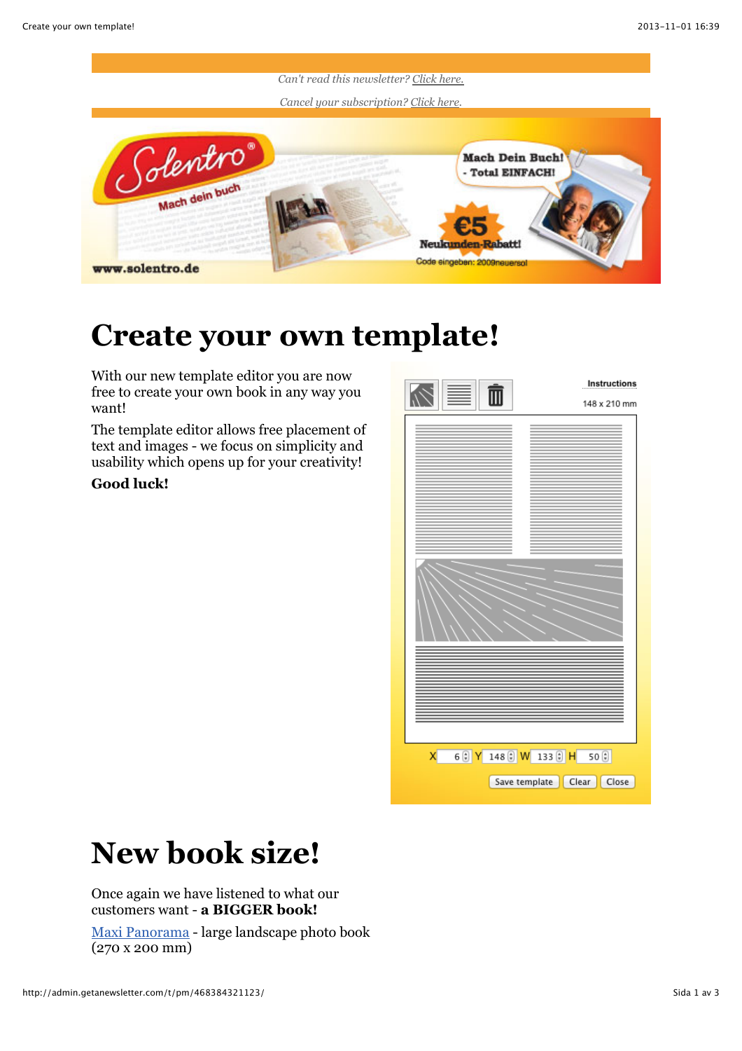*Can't read this newsletter? Click here.*

*Cancel your subscription? Click here.*

# Create your own template!

With our new template editor you are now free to create your own book in any way you want!

The template editor allows free placement of text and images - we focus on simplicity and usability which opens up for your creativity!

**Good luck!**

# New book size!

Once again we have listened to what our customers want - **a BIGGER book!**

Maxi Panorama - large landscape photo book (270 x 200 mm)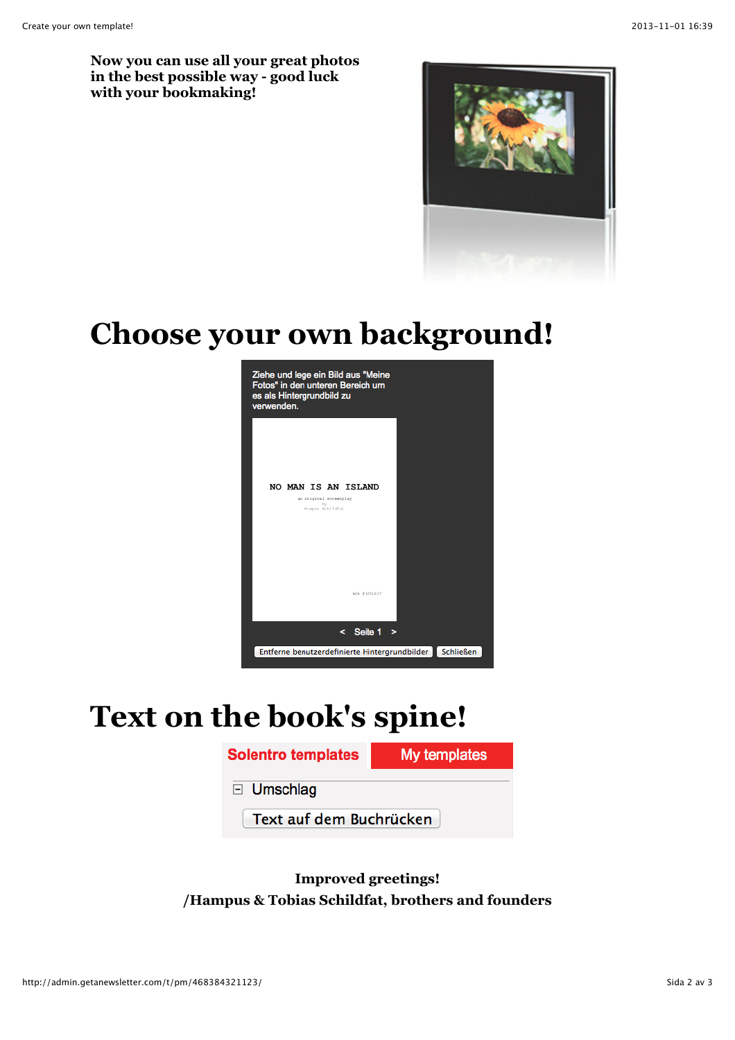**Now you can use all your great photos in the best possible way - good luck with your bookmaking!**

# Choose your own background!

Ziehe und lege ein Bild aus "Meine Fotos" in den unteren Bereich um es als Hintergrundbild zu verwenden.

NO MAN IS AN ISLAND

< Seite 1 >

Entferne benutzerdefinierte Hintergrundbilder | Schließen

# Text on the book's spine!

Solentro templates | My templates

⊟ Umschlag

Text auf dem Buchrücken

**Improved greetings!**
**/Hampus & Tobias Schildfat, brothers and founders**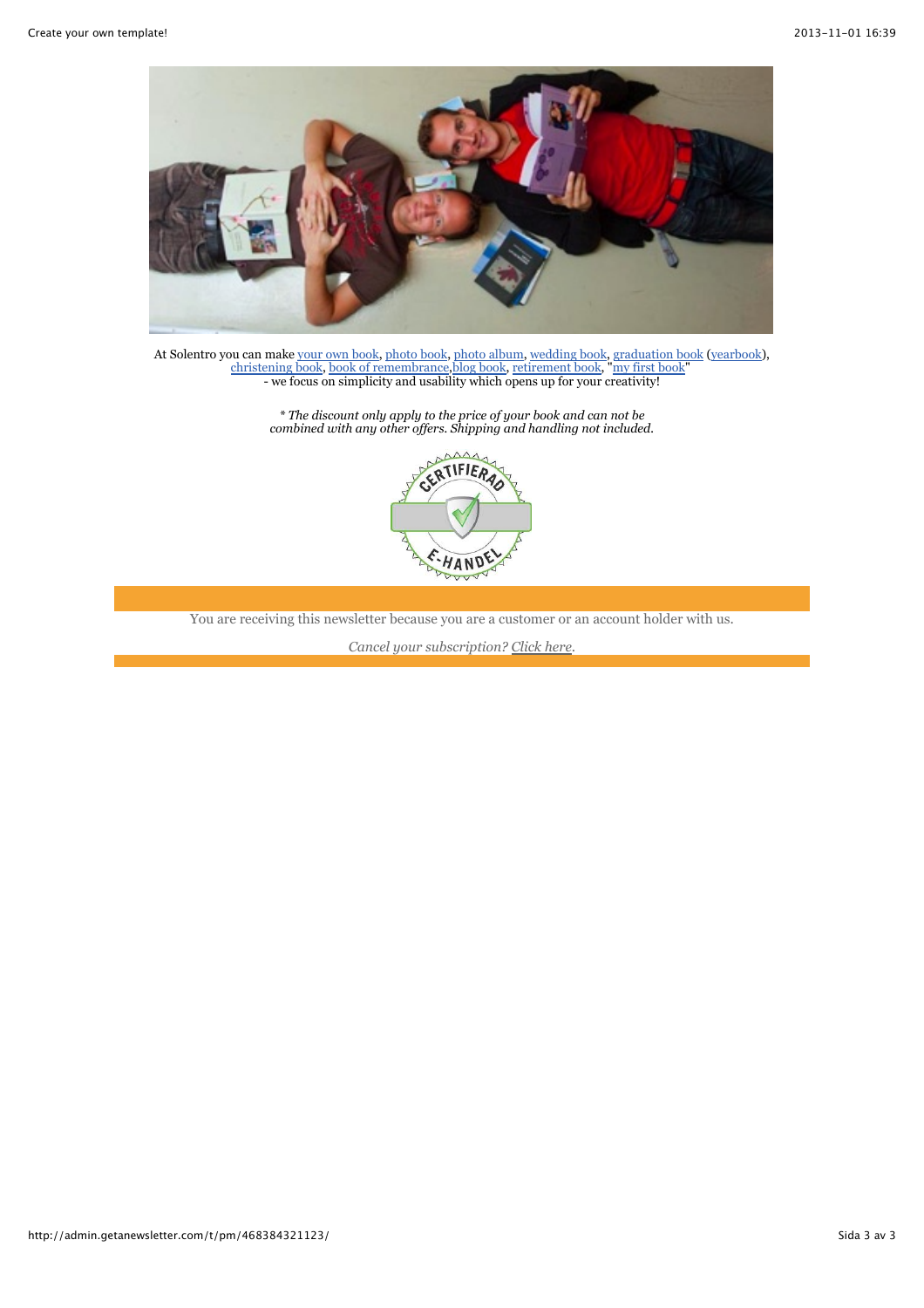At Solentro you can make your own book, photo book, photo album, wedding book, graduation book (yearbook), christening book, book of remembrance,blog book, retirement book, "my first book"
- we focus on simplicity and usability which opens up for your creativity!

*\* The discount only apply to the price of your book and can not be combined with any other offers. Shipping and handling not included.*

You are receiving this newsletter because you are a customer or an account holder with us.

*Cancel your subscription? Click here.*